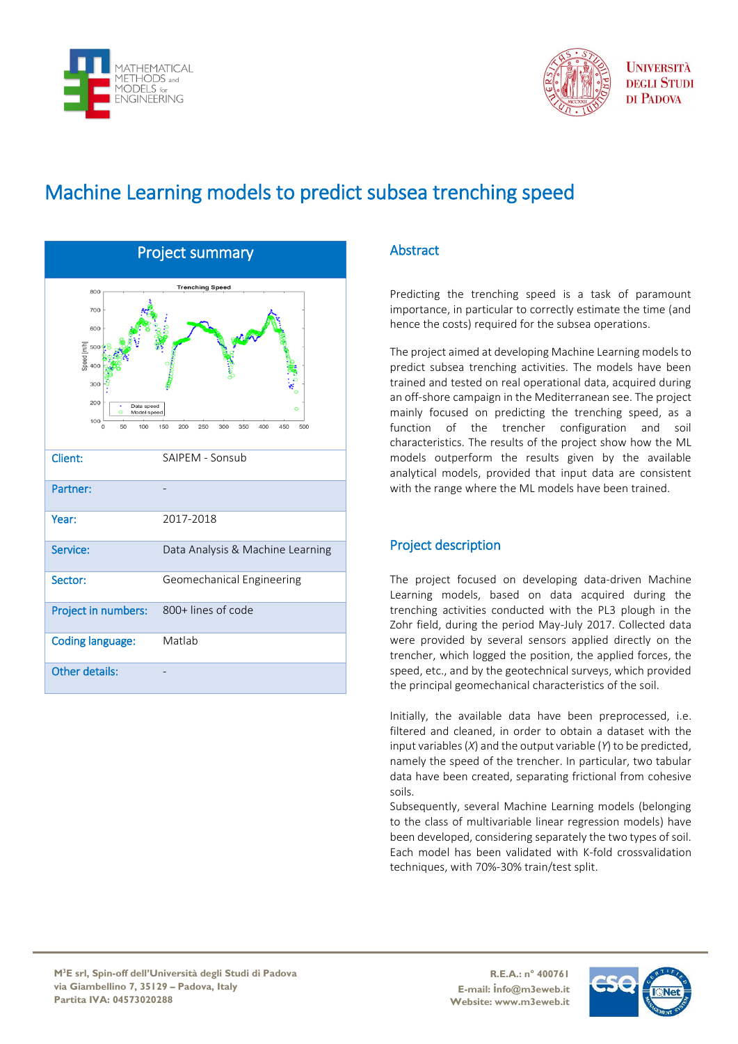# Machine Learning models to predict subsea trenching speed

## Project summary

| | |
|---|---|
| Client: | SAIPEM - Sonsub |
| Partner: | - |
| Year: | 2017-2018 |
| Service: | Data Analysis & Machine Learning |
| Sector: | Geomechanical Engineering |
| Project in numbers: | 800+ lines of code |
| Coding language: | Matlab |
| Other details: | - |

## Abstract

Predicting the trenching speed is a task of paramount importance, in particular to correctly estimate the time (and hence the costs) required for the subsea operations.

The project aimed at developing Machine Learning models to predict subsea trenching activities. The models have been trained and tested on real operational data, acquired during an off-shore campaign in the Mediterranean see. The project mainly focused on predicting the trenching speed, as a function of the trencher configuration and soil characteristics. The results of the project show how the ML models outperform the results given by the available analytical models, provided that input data are consistent with the range where the ML models have been trained.

## Project description

The project focused on developing data-driven Machine Learning models, based on data acquired during the trenching activities conducted with the PL3 plough in the Zohr field, during the period May-July 2017. Collected data were provided by several sensors applied directly on the trencher, which logged the position, the applied forces, the speed, etc., and by the geotechnical surveys, which provided the principal geomechanical characteristics of the soil.

Initially, the available data have been preprocessed, i.e. filtered and cleaned, in order to obtain a dataset with the input variables ($X$) and the output variable ($Y$) to be predicted, namely the speed of the trencher. In particular, two tabular data have been created, separating frictional from cohesive soils.

Subsequently, several Machine Learning models (belonging to the class of multivariable linear regression models) have been developed, considering separately the two types of soil. Each model has been validated with K-fold crossvalidation techniques, with 70%-30% train/test split.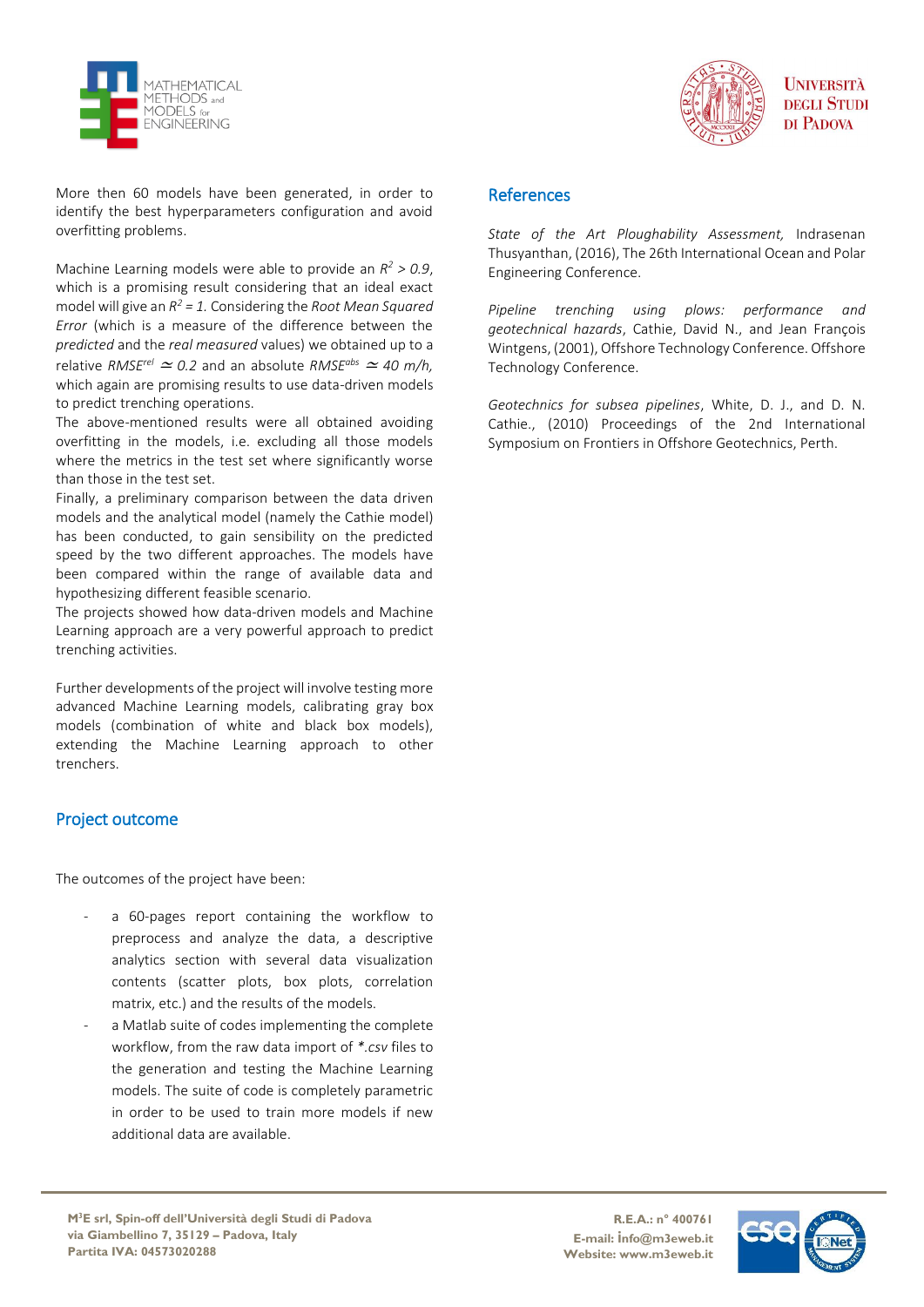More then 60 models have been generated, in order to identify the best hyperparameters configuration and avoid overfitting problems.

Machine Learning models were able to provide an $R^2 > 0.9$, which is a promising result considering that an ideal exact model will give an $R^2 = 1$. Considering the *Root Mean Squared Error* (which is a measure of the difference between the *predicted* and the *real measured* values) we obtained up to a relative $RMSE^{rel} \simeq 0.2$ and an absolute $RMSE^{abs} \simeq 40$ *m/h*, which again are promising results to use data-driven models to predict trenching operations.

The above-mentioned results were all obtained avoiding overfitting in the models, i.e. excluding all those models where the metrics in the test set where significantly worse than those in the test set.

Finally, a preliminary comparison between the data driven models and the analytical model (namely the Cathie model) has been conducted, to gain sensibility on the predicted speed by the two different approaches. The models have been compared within the range of available data and hypothesizing different feasible scenario.

The projects showed how data-driven models and Machine Learning approach are a very powerful approach to predict trenching activities.

Further developments of the project will involve testing more advanced Machine Learning models, calibrating gray box models (combination of white and black box models), extending the Machine Learning approach to other trenchers.

## Project outcome

The outcomes of the project have been:

- a 60-pages report containing the workflow to preprocess and analyze the data, a descriptive analytics section with several data visualization contents (scatter plots, box plots, correlation matrix, etc.) and the results of the models.
- a Matlab suite of codes implementing the complete workflow, from the raw data import of *\*.csv* files to the generation and testing the Machine Learning models. The suite of code is completely parametric in order to be used to train more models if new additional data are available.

## References

*State of the Art Ploughability Assessment,* Indrasenan Thusyanthan, (2016), The 26th International Ocean and Polar Engineering Conference.

*Pipeline trenching using plows: performance and geotechnical hazards*, Cathie, David N., and Jean François Wintgens, (2001), Offshore Technology Conference. Offshore Technology Conference.

*Geotechnics for subsea pipelines*, White, D. J., and D. N. Cathie., (2010) Proceedings of the 2nd International Symposium on Frontiers in Offshore Geotechnics, Perth.